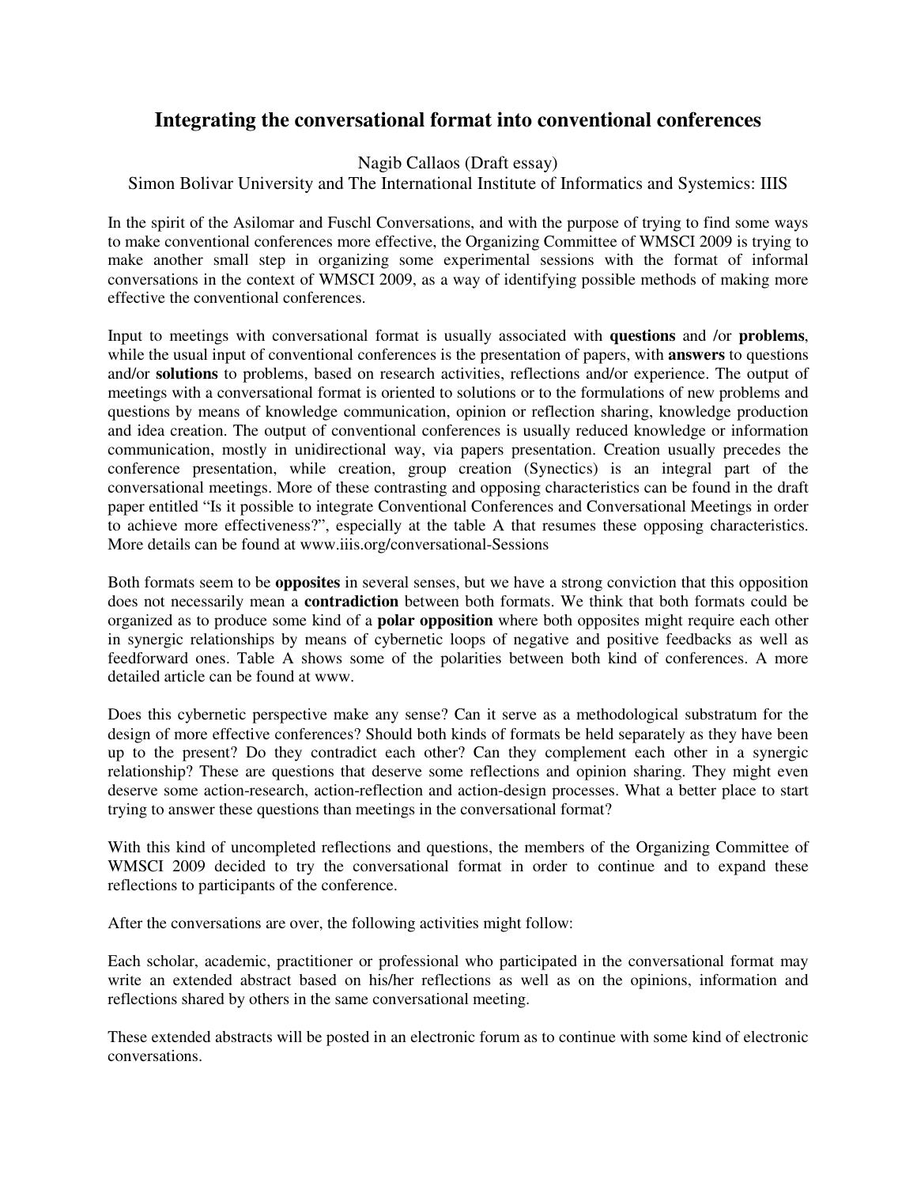# Integrating the conversational format into conventional conferences

Nagib Callaos (Draft essay)

Simon Bolivar University and The International Institute of Informatics and Systemics: IIIS

In the spirit of the Asilomar and Fuschl Conversations, and with the purpose of trying to find some ways to make conventional conferences more effective, the Organizing Committee of WMSCI 2009 is trying to make another small step in organizing some experimental sessions with the format of informal conversations in the context of WMSCI 2009, as a way of identifying possible methods of making more effective the conventional conferences.

Input to meetings with conversational format is usually associated with **questions** and /or **problems**, while the usual input of conventional conferences is the presentation of papers, with **answers** to questions and/or **solutions** to problems, based on research activities, reflections and/or experience. The output of meetings with a conversational format is oriented to solutions or to the formulations of new problems and questions by means of knowledge communication, opinion or reflection sharing, knowledge production and idea creation. The output of conventional conferences is usually reduced knowledge or information communication, mostly in unidirectional way, via papers presentation. Creation usually precedes the conference presentation, while creation, group creation (Synectics) is an integral part of the conversational meetings. More of these contrasting and opposing characteristics can be found in the draft paper entitled "Is it possible to integrate Conventional Conferences and Conversational Meetings in order to achieve more effectiveness?", especially at the table A that resumes these opposing characteristics. More details can be found at www.iiis.org/conversational-Sessions

Both formats seem to be **opposites** in several senses, but we have a strong conviction that this opposition does not necessarily mean a **contradiction** between both formats. We think that both formats could be organized as to produce some kind of a **polar opposition** where both opposites might require each other in synergic relationships by means of cybernetic loops of negative and positive feedbacks as well as feedforward ones. Table A shows some of the polarities between both kind of conferences. A more detailed article can be found at www.

Does this cybernetic perspective make any sense? Can it serve as a methodological substratum for the design of more effective conferences? Should both kinds of formats be held separately as they have been up to the present? Do they contradict each other? Can they complement each other in a synergic relationship? These are questions that deserve some reflections and opinion sharing. They might even deserve some action-research, action-reflection and action-design processes. What a better place to start trying to answer these questions than meetings in the conversational format?

With this kind of uncompleted reflections and questions, the members of the Organizing Committee of WMSCI 2009 decided to try the conversational format in order to continue and to expand these reflections to participants of the conference.

After the conversations are over, the following activities might follow:

Each scholar, academic, practitioner or professional who participated in the conversational format may write an extended abstract based on his/her reflections as well as on the opinions, information and reflections shared by others in the same conversational meeting.

These extended abstracts will be posted in an electronic forum as to continue with some kind of electronic conversations.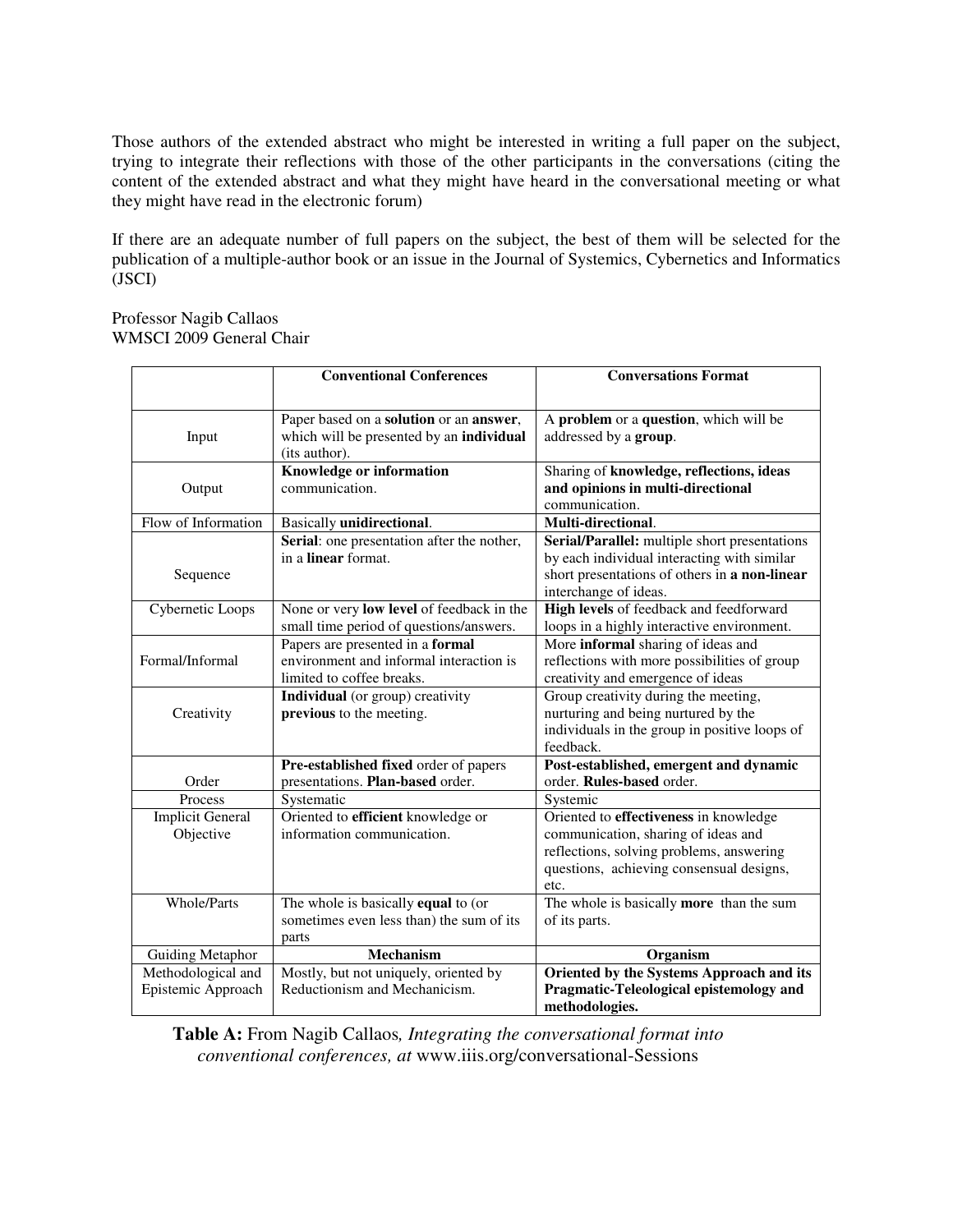Those authors of the extended abstract who might be interested in writing a full paper on the subject, trying to integrate their reflections with those of the other participants in the conversations (citing the content of the extended abstract and what they might have heard in the conversational meeting or what they might have read in the electronic forum)

If there are an adequate number of full papers on the subject, the best of them will be selected for the publication of a multiple-author book or an issue in the Journal of Systemics, Cybernetics and Informatics (JSCI)

Professor Nagib Callaos
WMSCI 2009 General Chair

| | **Conventional Conferences** | **Conversations Format** |
|---|---|---|
| Input | Paper based on a **solution** or an **answer**, which will be presented by an **individual** (its author). | A **problem** or a **question**, which will be addressed by a **group**. |
| Output | **Knowledge or information** communication. | Sharing of **knowledge, reflections, ideas and opinions in multi-directional** communication. |
| Flow of Information | Basically **unidirectional**. | **Multi-directional**. |
| Sequence | **Serial**: one presentation after the nother, in a **linear** format. | **Serial/Parallel:** multiple short presentations by each individual interacting with similar short presentations of others in **a non-linear** interchange of ideas. |
| Cybernetic Loops | None or very **low level** of feedback in the small time period of questions/answers. | **High levels** of feedback and feedforward loops in a highly interactive environment. |
| Formal/Informal | Papers are presented in a **formal** environment and informal interaction is limited to coffee breaks. | More **informal** sharing of ideas and reflections with more possibilities of group creativity and emergence of ideas |
| Creativity | **Individual** (or group) creativity **previous** to the meeting. | Group creativity during the meeting, nurturing and being nurtured by the individuals in the group in positive loops of feedback. |
| Order | **Pre-established fixed** order of papers presentations. **Plan-based** order. | **Post-established, emergent and dynamic** order. **Rules-based** order. |
| Process | Systematic | Systemic |
| Implicit General Objective | Oriented to **efficient** knowledge or information communication. | Oriented to **effectiveness** in knowledge communication, sharing of ideas and reflections, solving problems, answering questions, achieving consensual designs, etc. |
| Whole/Parts | The whole is basically **equal** to (or sometimes even less than) the sum of its parts | The whole is basically **more** than the sum of its parts. |
| Guiding Metaphor | **Mechanism** | **Organism** |
| Methodological and Epistemic Approach | Mostly, but not uniquely, oriented by Reductionism and Mechanicism. | **Oriented by the Systems Approach and its Pragmatic-Teleological epistemology and methodologies.** |

**Table A:** From Nagib Callaos*, Integrating the conversational format into conventional conferences, at* www.iiis.org/conversational-Sessions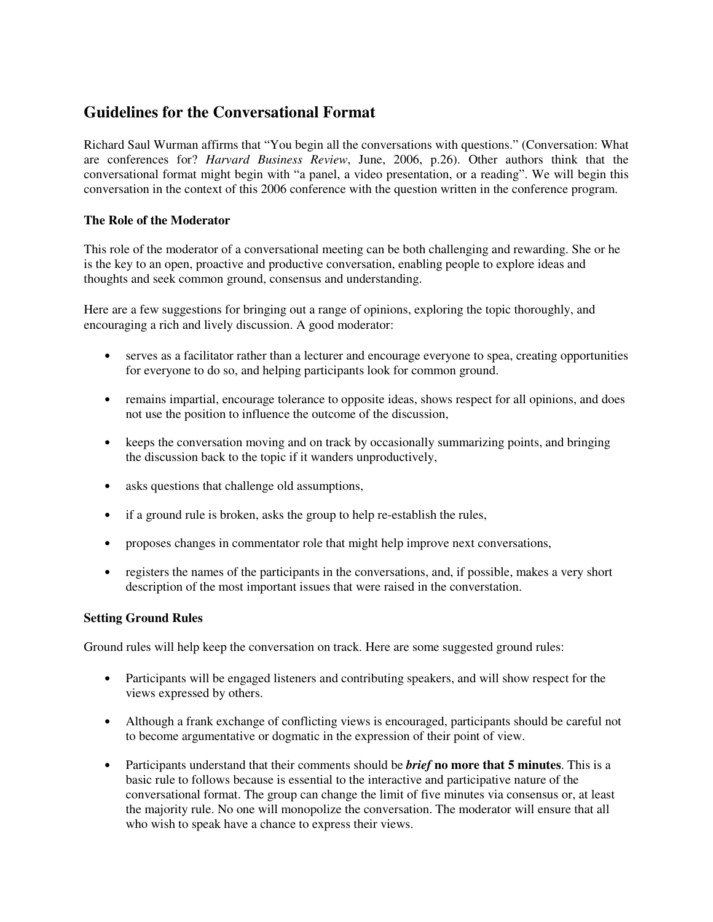## Guidelines for the Conversational Format

Richard Saul Wurman affirms that "You begin all the conversations with questions." (Conversation: What are conferences for? *Harvard Business Review*, June, 2006, p.26). Other authors think that the conversational format might begin with "a panel, a video presentation, or a reading". We will begin this conversation in the context of this 2006 conference with the question written in the conference program.

### The Role of the Moderator

This role of the moderator of a conversational meeting can be both challenging and rewarding. She or he is the key to an open, proactive and productive conversation, enabling people to explore ideas and thoughts and seek common ground, consensus and understanding.

Here are a few suggestions for bringing out a range of opinions, exploring the topic thoroughly, and encouraging a rich and lively discussion. A good moderator:

- serves as a facilitator rather than a lecturer and encourage everyone to spea, creating opportunities for everyone to do so, and helping participants look for common ground.
- remains impartial, encourage tolerance to opposite ideas, shows respect for all opinions, and does not use the position to influence the outcome of the discussion,
- keeps the conversation moving and on track by occasionally summarizing points, and bringing the discussion back to the topic if it wanders unproductively,
- asks questions that challenge old assumptions,
- if a ground rule is broken, asks the group to help re-establish the rules,
- proposes changes in commentator role that might help improve next conversations,
- registers the names of the participants in the conversations, and, if possible, makes a very short description of the most important issues that were raised in the converstation.

### Setting Ground Rules

Ground rules will help keep the conversation on track. Here are some suggested ground rules:

- Participants will be engaged listeners and contributing speakers, and will show respect for the views expressed by others.
- Although a frank exchange of conflicting views is encouraged, participants should be careful not to become argumentative or dogmatic in the expression of their point of view.
- Participants understand that their comments should be ***brief*** **no more that 5 minutes**. This is a basic rule to follows because is essential to the interactive and participative nature of the conversational format. The group can change the limit of five minutes via consensus or, at least the majority rule. No one will monopolize the conversation. The moderator will ensure that all who wish to speak have a chance to express their views.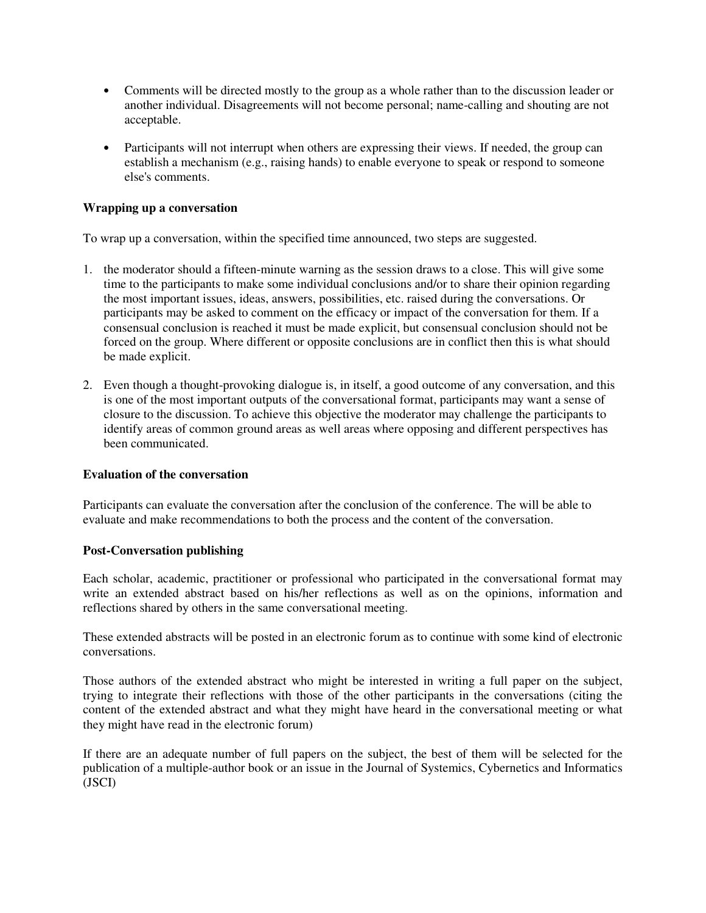- Comments will be directed mostly to the group as a whole rather than to the discussion leader or another individual. Disagreements will not become personal; name-calling and shouting are not acceptable.

- Participants will not interrupt when others are expressing their views. If needed, the group can establish a mechanism (e.g., raising hands) to enable everyone to speak or respond to someone else's comments.

**Wrapping up a conversation**

To wrap up a conversation, within the specified time announced, two steps are suggested.

1. the moderator should a fifteen-minute warning as the session draws to a close. This will give some time to the participants to make some individual conclusions and/or to share their opinion regarding the most important issues, ideas, answers, possibilities, etc. raised during the conversations. Or participants may be asked to comment on the efficacy or impact of the conversation for them. If a consensual conclusion is reached it must be made explicit, but consensual conclusion should not be forced on the group. Where different or opposite conclusions are in conflict then this is what should be made explicit.

2. Even though a thought-provoking dialogue is, in itself, a good outcome of any conversation, and this is one of the most important outputs of the conversational format, participants may want a sense of closure to the discussion. To achieve this objective the moderator may challenge the participants to identify areas of common ground areas as well areas where opposing and different perspectives has been communicated.

**Evaluation of the conversation**

Participants can evaluate the conversation after the conclusion of the conference. The will be able to evaluate and make recommendations to both the process and the content of the conversation.

**Post-Conversation publishing**

Each scholar, academic, practitioner or professional who participated in the conversational format may write an extended abstract based on his/her reflections as well as on the opinions, information and reflections shared by others in the same conversational meeting.

These extended abstracts will be posted in an electronic forum as to continue with some kind of electronic conversations.

Those authors of the extended abstract who might be interested in writing a full paper on the subject, trying to integrate their reflections with those of the other participants in the conversations (citing the content of the extended abstract and what they might have heard in the conversational meeting or what they might have read in the electronic forum)

If there are an adequate number of full papers on the subject, the best of them will be selected for the publication of a multiple-author book or an issue in the Journal of Systemics, Cybernetics and Informatics (JSCI)